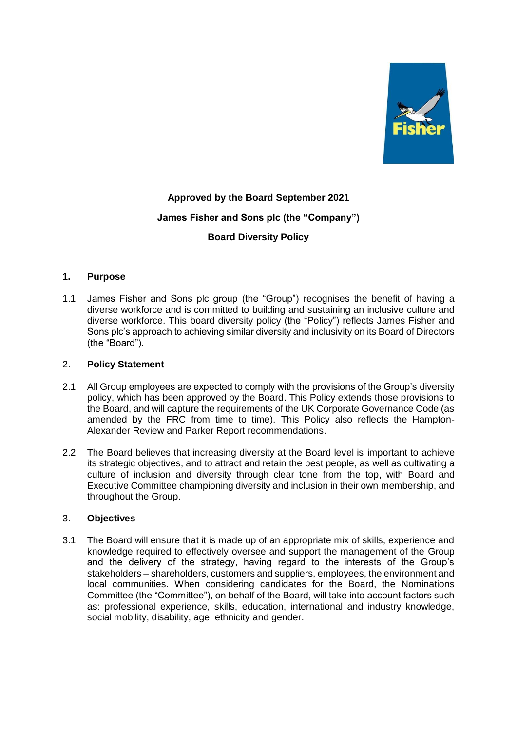**Approved by the Board September 2021**

**James Fisher and Sons plc (the "Company")**

**Board Diversity Policy**

## 1. Purpose

1.1 James Fisher and Sons plc group (the "Group") recognises the benefit of having a diverse workforce and is committed to building and sustaining an inclusive culture and diverse workforce. This board diversity policy (the "Policy") reflects James Fisher and Sons plc's approach to achieving similar diversity and inclusivity on its Board of Directors (the "Board").

## 2. Policy Statement

2.1 All Group employees are expected to comply with the provisions of the Group's diversity policy, which has been approved by the Board. This Policy extends those provisions to the Board, and will capture the requirements of the UK Corporate Governance Code (as amended by the FRC from time to time). This Policy also reflects the Hampton-Alexander Review and Parker Report recommendations.

2.2 The Board believes that increasing diversity at the Board level is important to achieve its strategic objectives, and to attract and retain the best people, as well as cultivating a culture of inclusion and diversity through clear tone from the top, with Board and Executive Committee championing diversity and inclusion in their own membership, and throughout the Group.

## 3. Objectives

3.1 The Board will ensure that it is made up of an appropriate mix of skills, experience and knowledge required to effectively oversee and support the management of the Group and the delivery of the strategy, having regard to the interests of the Group's stakeholders – shareholders, customers and suppliers, employees, the environment and local communities. When considering candidates for the Board, the Nominations Committee (the "Committee"), on behalf of the Board, will take into account factors such as: professional experience, skills, education, international and industry knowledge, social mobility, disability, age, ethnicity and gender.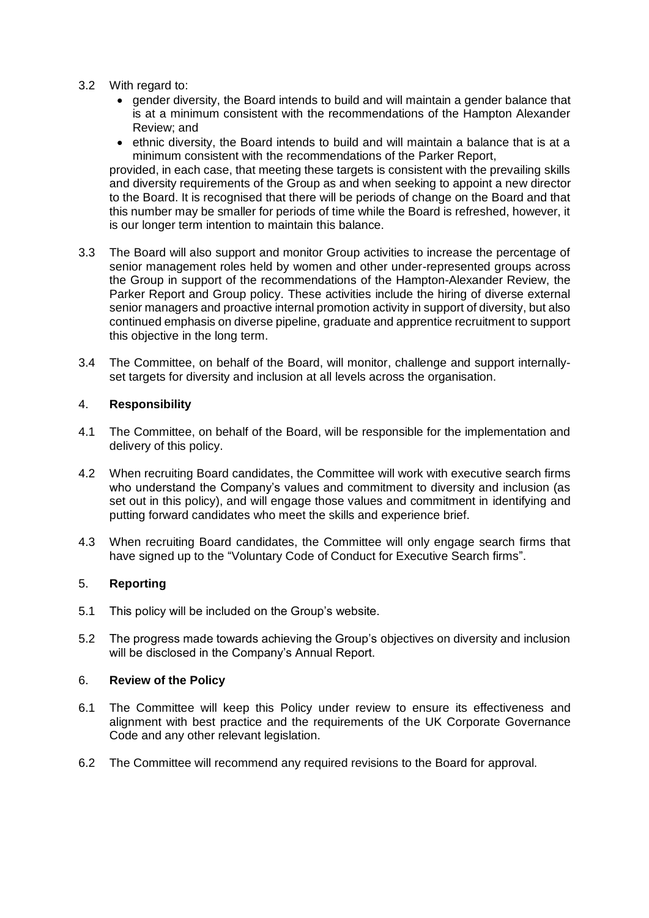3.2 With regard to:

- gender diversity, the Board intends to build and will maintain a gender balance that is at a minimum consistent with the recommendations of the Hampton Alexander Review; and
- ethnic diversity, the Board intends to build and will maintain a balance that is at a minimum consistent with the recommendations of the Parker Report,

provided, in each case, that meeting these targets is consistent with the prevailing skills and diversity requirements of the Group as and when seeking to appoint a new director to the Board. It is recognised that there will be periods of change on the Board and that this number may be smaller for periods of time while the Board is refreshed, however, it is our longer term intention to maintain this balance.

3.3 The Board will also support and monitor Group activities to increase the percentage of senior management roles held by women and other under-represented groups across the Group in support of the recommendations of the Hampton-Alexander Review, the Parker Report and Group policy. These activities include the hiring of diverse external senior managers and proactive internal promotion activity in support of diversity, but also continued emphasis on diverse pipeline, graduate and apprentice recruitment to support this objective in the long term.

3.4 The Committee, on behalf of the Board, will monitor, challenge and support internally-set targets for diversity and inclusion at all levels across the organisation.

## 4. **Responsibility**

4.1 The Committee, on behalf of the Board, will be responsible for the implementation and delivery of this policy.

4.2 When recruiting Board candidates, the Committee will work with executive search firms who understand the Company's values and commitment to diversity and inclusion (as set out in this policy), and will engage those values and commitment in identifying and putting forward candidates who meet the skills and experience brief.

4.3 When recruiting Board candidates, the Committee will only engage search firms that have signed up to the "Voluntary Code of Conduct for Executive Search firms".

## 5. **Reporting**

5.1 This policy will be included on the Group's website.

5.2 The progress made towards achieving the Group's objectives on diversity and inclusion will be disclosed in the Company's Annual Report.

## 6. **Review of the Policy**

6.1 The Committee will keep this Policy under review to ensure its effectiveness and alignment with best practice and the requirements of the UK Corporate Governance Code and any other relevant legislation.

6.2 The Committee will recommend any required revisions to the Board for approval.